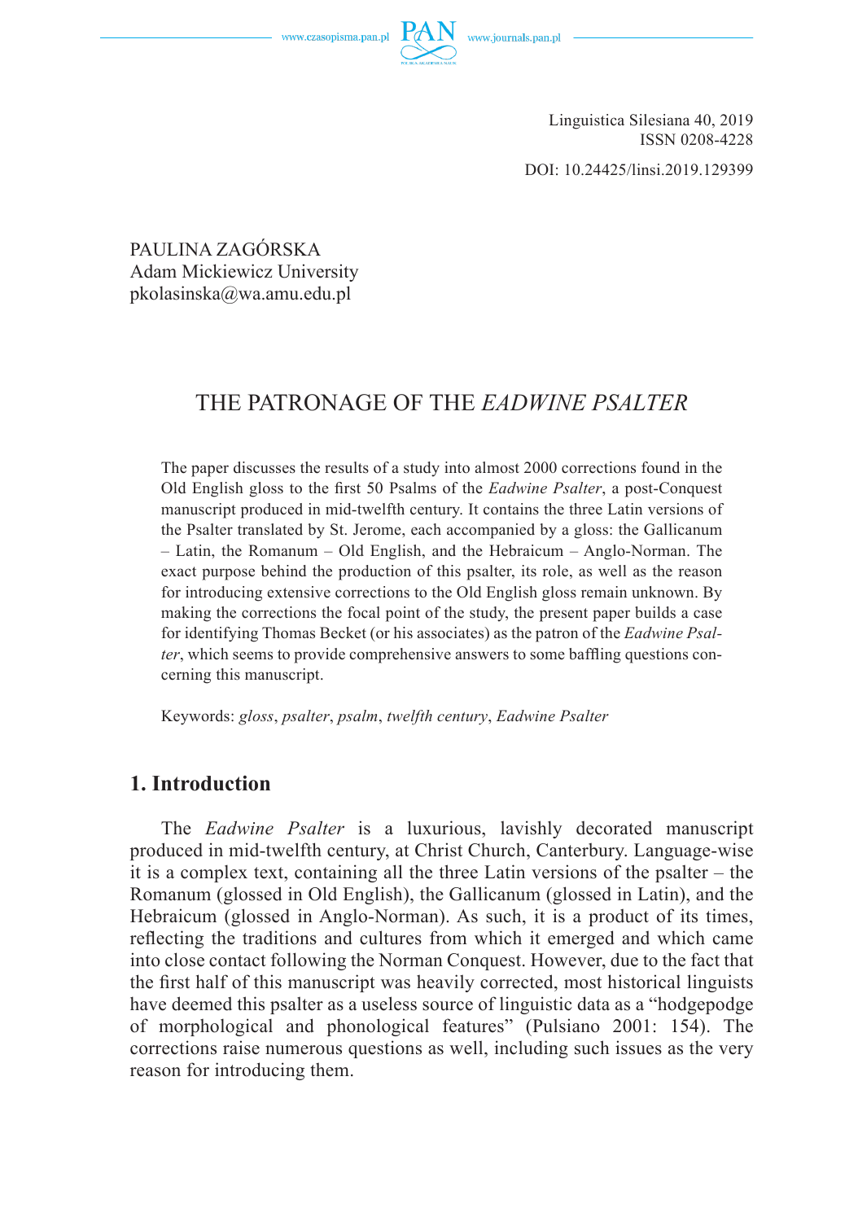Linguistica Silesiana 40, 2019
ISSN 0208-4228

DOI: 10.24425/linsi.2019.129399

PAULINA ZAGÓRSKA
Adam Mickiewicz University
pkolasinska@wa.amu.edu.pl

# THE PATRONAGE OF THE *EADWINE PSALTER*

The paper discusses the results of a study into almost 2000 corrections found in the Old English gloss to the first 50 Psalms of the *Eadwine Psalter*, a post-Conquest manuscript produced in mid-twelfth century. It contains the three Latin versions of the Psalter translated by St. Jerome, each accompanied by a gloss: the Gallicanum – Latin, the Romanum – Old English, and the Hebraicum – Anglo-Norman. The exact purpose behind the production of this psalter, its role, as well as the reason for introducing extensive corrections to the Old English gloss remain unknown. By making the corrections the focal point of the study, the present paper builds a case for identifying Thomas Becket (or his associates) as the patron of the *Eadwine Psalter*, which seems to provide comprehensive answers to some baffling questions concerning this manuscript.

Keywords: *gloss*, *psalter*, *psalm*, *twelfth century*, *Eadwine Psalter*

## 1. Introduction

The *Eadwine Psalter* is a luxurious, lavishly decorated manuscript produced in mid-twelfth century, at Christ Church, Canterbury. Language-wise it is a complex text, containing all the three Latin versions of the psalter – the Romanum (glossed in Old English), the Gallicanum (glossed in Latin), and the Hebraicum (glossed in Anglo-Norman). As such, it is a product of its times, reflecting the traditions and cultures from which it emerged and which came into close contact following the Norman Conquest. However, due to the fact that the first half of this manuscript was heavily corrected, most historical linguists have deemed this psalter as a useless source of linguistic data as a "hodgepodge of morphological and phonological features" (Pulsiano 2001: 154). The corrections raise numerous questions as well, including such issues as the very reason for introducing them.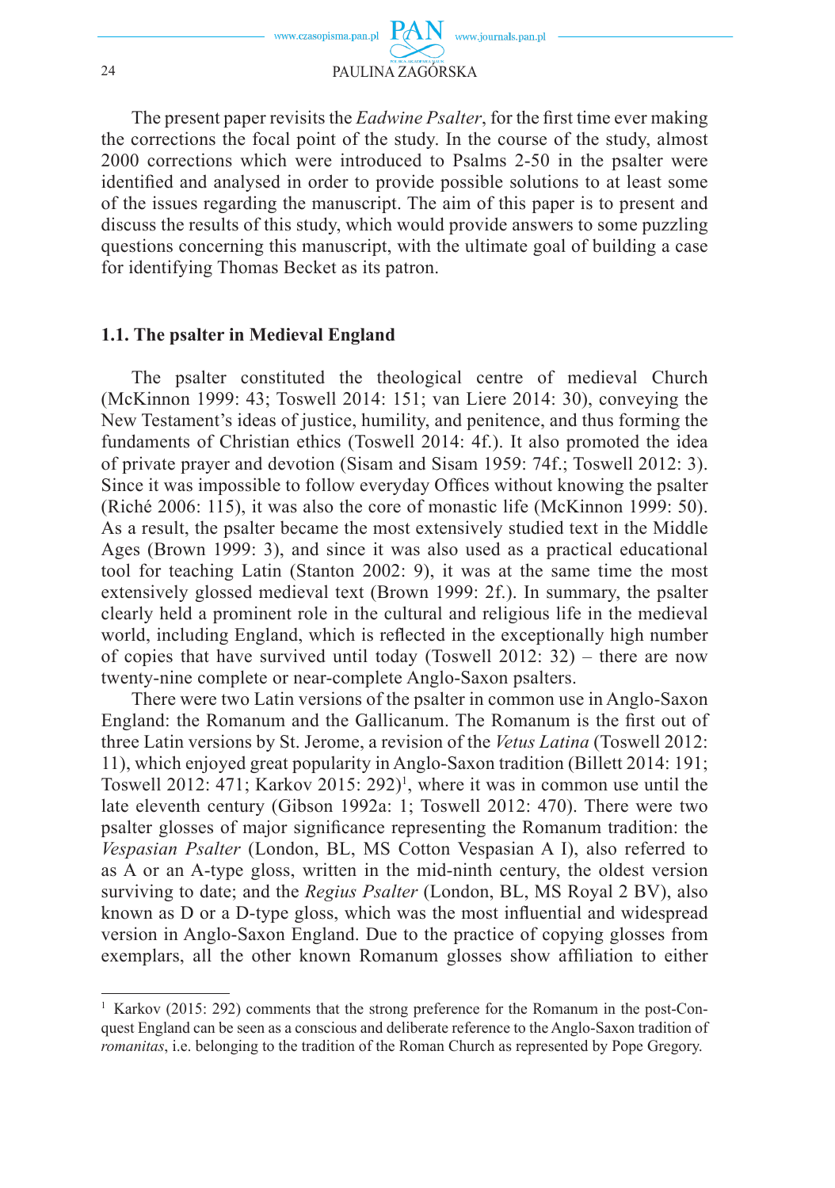The present paper revisits the *Eadwine Psalter*, for the first time ever making the corrections the focal point of the study. In the course of the study, almost 2000 corrections which were introduced to Psalms 2-50 in the psalter were identified and analysed in order to provide possible solutions to at least some of the issues regarding the manuscript. The aim of this paper is to present and discuss the results of this study, which would provide answers to some puzzling questions concerning this manuscript, with the ultimate goal of building a case for identifying Thomas Becket as its patron.

### 1.1. The psalter in Medieval England

The psalter constituted the theological centre of medieval Church (McKinnon 1999: 43; Toswell 2014: 151; van Liere 2014: 30), conveying the New Testament's ideas of justice, humility, and penitence, and thus forming the fundaments of Christian ethics (Toswell 2014: 4f.). It also promoted the idea of private prayer and devotion (Sisam and Sisam 1959: 74f.; Toswell 2012: 3). Since it was impossible to follow everyday Offices without knowing the psalter (Riché 2006: 115), it was also the core of monastic life (McKinnon 1999: 50). As a result, the psalter became the most extensively studied text in the Middle Ages (Brown 1999: 3), and since it was also used as a practical educational tool for teaching Latin (Stanton 2002: 9), it was at the same time the most extensively glossed medieval text (Brown 1999: 2f.). In summary, the psalter clearly held a prominent role in the cultural and religious life in the medieval world, including England, which is reflected in the exceptionally high number of copies that have survived until today (Toswell 2012: 32) – there are now twenty-nine complete or near-complete Anglo-Saxon psalters.

There were two Latin versions of the psalter in common use in Anglo-Saxon England: the Romanum and the Gallicanum. The Romanum is the first out of three Latin versions by St. Jerome, a revision of the *Vetus Latina* (Toswell 2012: 11), which enjoyed great popularity in Anglo-Saxon tradition (Billett 2014: 191; Toswell 2012: 471; Karkov 2015: 292)[1], where it was in common use until the late eleventh century (Gibson 1992a: 1; Toswell 2012: 470). There were two psalter glosses of major significance representing the Romanum tradition: the *Vespasian Psalter* (London, BL, MS Cotton Vespasian A I), also referred to as A or an A-type gloss, written in the mid-ninth century, the oldest version surviving to date; and the *Regius Psalter* (London, BL, MS Royal 2 BV), also known as D or a D-type gloss, which was the most influential and widespread version in Anglo-Saxon England. Due to the practice of copying glosses from exemplars, all the other known Romanum glosses show affiliation to either

[1] Karkov (2015: 292) comments that the strong preference for the Romanum in the post-Conquest England can be seen as a conscious and deliberate reference to the Anglo-Saxon tradition of *romanitas*, i.e. belonging to the tradition of the Roman Church as represented by Pope Gregory.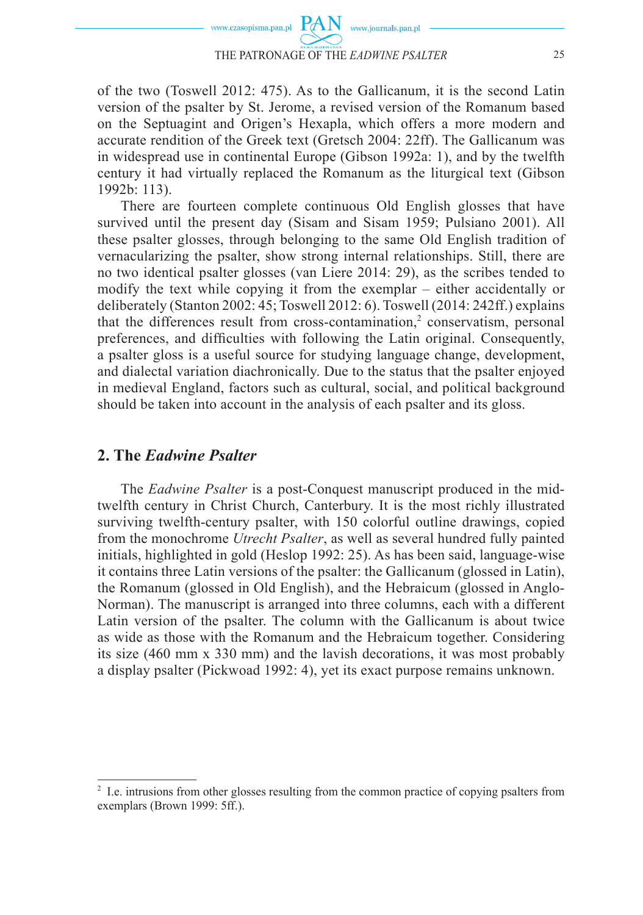of the two (Toswell 2012: 475). As to the Gallicanum, it is the second Latin version of the psalter by St. Jerome, a revised version of the Romanum based on the Septuagint and Origen's Hexapla, which offers a more modern and accurate rendition of the Greek text (Gretsch 2004: 22ff). The Gallicanum was in widespread use in continental Europe (Gibson 1992a: 1), and by the twelfth century it had virtually replaced the Romanum as the liturgical text (Gibson 1992b: 113).

There are fourteen complete continuous Old English glosses that have survived until the present day (Sisam and Sisam 1959; Pulsiano 2001). All these psalter glosses, through belonging to the same Old English tradition of vernacularizing the psalter, show strong internal relationships. Still, there are no two identical psalter glosses (van Liere 2014: 29), as the scribes tended to modify the text while copying it from the exemplar – either accidentally or deliberately (Stanton 2002: 45; Toswell 2012: 6). Toswell (2014: 242ff.) explains that the differences result from cross-contamination,[2] conservatism, personal preferences, and difficulties with following the Latin original. Consequently, a psalter gloss is a useful source for studying language change, development, and dialectal variation diachronically. Due to the status that the psalter enjoyed in medieval England, factors such as cultural, social, and political background should be taken into account in the analysis of each psalter and its gloss.

## 2. The *Eadwine Psalter*

The *Eadwine Psalter* is a post-Conquest manuscript produced in the mid-twelfth century in Christ Church, Canterbury. It is the most richly illustrated surviving twelfth-century psalter, with 150 colorful outline drawings, copied from the monochrome *Utrecht Psalter*, as well as several hundred fully painted initials, highlighted in gold (Heslop 1992: 25). As has been said, language-wise it contains three Latin versions of the psalter: the Gallicanum (glossed in Latin), the Romanum (glossed in Old English), and the Hebraicum (glossed in Anglo-Norman). The manuscript is arranged into three columns, each with a different Latin version of the psalter. The column with the Gallicanum is about twice as wide as those with the Romanum and the Hebraicum together. Considering its size (460 mm x 330 mm) and the lavish decorations, it was most probably a display psalter (Pickwood 1992: 4), yet its exact purpose remains unknown.

---

[2] I.e. intrusions from other glosses resulting from the common practice of copying psalters from exemplars (Brown 1999: 5ff.).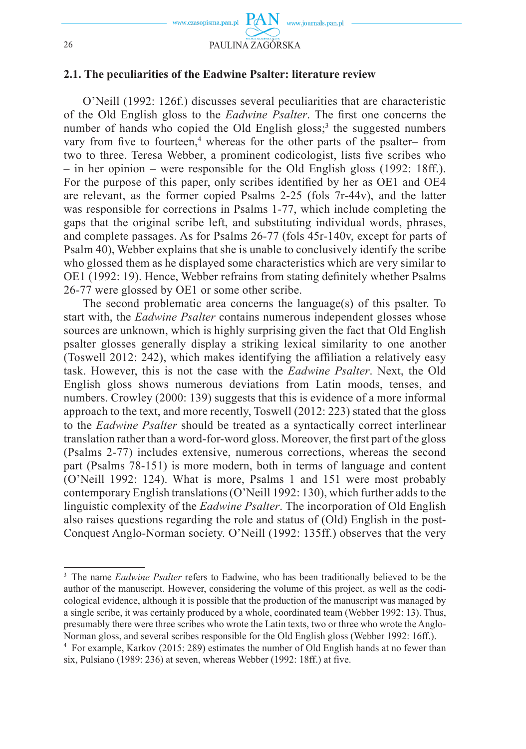### 2.1. The peculiarities of the Eadwine Psalter: literature review

O'Neill (1992: 126f.) discusses several peculiarities that are characteristic of the Old English gloss to the *Eadwine Psalter*. The first one concerns the number of hands who copied the Old English gloss;[3] the suggested numbers vary from five to fourteen,[4] whereas for the other parts of the psalter– from two to three. Teresa Webber, a prominent codicologist, lists five scribes who – in her opinion – were responsible for the Old English gloss (1992: 18ff.). For the purpose of this paper, only scribes identified by her as OE1 and OE4 are relevant, as the former copied Psalms 2-25 (fols 7r-44v), and the latter was responsible for corrections in Psalms 1-77, which include completing the gaps that the original scribe left, and substituting individual words, phrases, and complete passages. As for Psalms 26-77 (fols 45r-140v, except for parts of Psalm 40), Webber explains that she is unable to conclusively identify the scribe who glossed them as he displayed some characteristics which are very similar to OE1 (1992: 19). Hence, Webber refrains from stating definitely whether Psalms 26-77 were glossed by OE1 or some other scribe.

The second problematic area concerns the language(s) of this psalter. To start with, the *Eadwine Psalter* contains numerous independent glosses whose sources are unknown, which is highly surprising given the fact that Old English psalter glosses generally display a striking lexical similarity to one another (Toswell 2012: 242), which makes identifying the affiliation a relatively easy task. However, this is not the case with the *Eadwine Psalter*. Next, the Old English gloss shows numerous deviations from Latin moods, tenses, and numbers. Crowley (2000: 139) suggests that this is evidence of a more informal approach to the text, and more recently, Toswell (2012: 223) stated that the gloss to the *Eadwine Psalter* should be treated as a syntactically correct interlinear translation rather than a word-for-word gloss. Moreover, the first part of the gloss (Psalms 2-77) includes extensive, numerous corrections, whereas the second part (Psalms 78-151) is more modern, both in terms of language and content (O'Neill 1992: 124). What is more, Psalms 1 and 151 were most probably contemporary English translations (O'Neill 1992: 130), which further adds to the linguistic complexity of the *Eadwine Psalter*. The incorporation of Old English also raises questions regarding the role and status of (Old) English in the post-Conquest Anglo-Norman society. O'Neill (1992: 135ff.) observes that the very

---

[3] The name *Eadwine Psalter* refers to Eadwine, who has been traditionally believed to be the author of the manuscript. However, considering the volume of this project, as well as the codicological evidence, although it is possible that the production of the manuscript was managed by a single scribe, it was certainly produced by a whole, coordinated team (Webber 1992: 13). Thus, presumably there were three scribes who wrote the Latin texts, two or three who wrote the Anglo-Norman gloss, and several scribes responsible for the Old English gloss (Webber 1992: 16ff.).

[4] For example, Karkov (2015: 289) estimates the number of Old English hands at no fewer than six, Pulsiano (1989: 236) at seven, whereas Webber (1992: 18ff.) at five.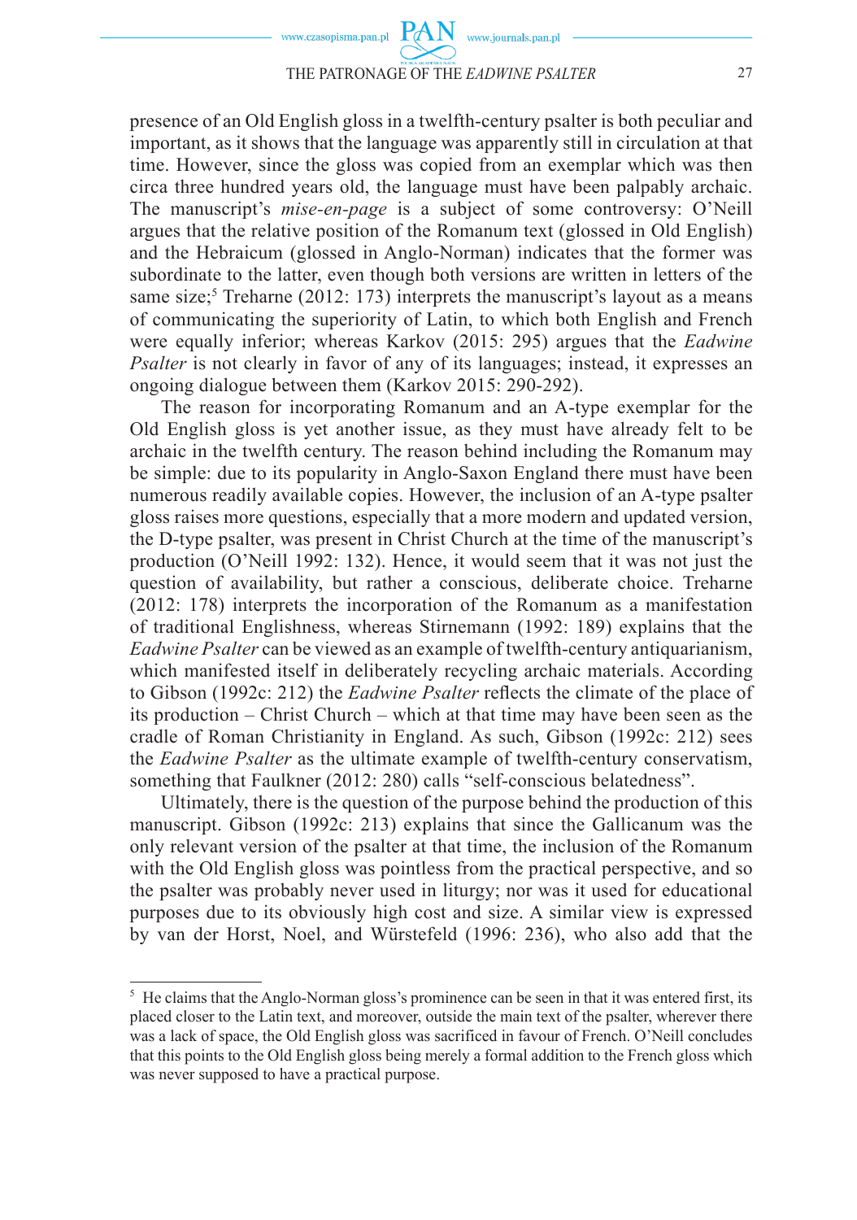presence of an Old English gloss in a twelfth-century psalter is both peculiar and important, as it shows that the language was apparently still in circulation at that time. However, since the gloss was copied from an exemplar which was then circa three hundred years old, the language must have been palpably archaic. The manuscript's *mise-en-page* is a subject of some controversy: O'Neill argues that the relative position of the Romanum text (glossed in Old English) and the Hebraicum (glossed in Anglo-Norman) indicates that the former was subordinate to the latter, even though both versions are written in letters of the same size;[5] Treharne (2012: 173) interprets the manuscript's layout as a means of communicating the superiority of Latin, to which both English and French were equally inferior; whereas Karkov (2015: 295) argues that the *Eadwine Psalter* is not clearly in favor of any of its languages; instead, it expresses an ongoing dialogue between them (Karkov 2015: 290-292).

The reason for incorporating Romanum and an A-type exemplar for the Old English gloss is yet another issue, as they must have already felt to be archaic in the twelfth century. The reason behind including the Romanum may be simple: due to its popularity in Anglo-Saxon England there must have been numerous readily available copies. However, the inclusion of an A-type psalter gloss raises more questions, especially that a more modern and updated version, the D-type psalter, was present in Christ Church at the time of the manuscript's production (O'Neill 1992: 132). Hence, it would seem that it was not just the question of availability, but rather a conscious, deliberate choice. Treharne (2012: 178) interprets the incorporation of the Romanum as a manifestation of traditional Englishness, whereas Stirnemann (1992: 189) explains that the *Eadwine Psalter* can be viewed as an example of twelfth-century antiquarianism, which manifested itself in deliberately recycling archaic materials. According to Gibson (1992c: 212) the *Eadwine Psalter* reflects the climate of the place of its production – Christ Church – which at that time may have been seen as the cradle of Roman Christianity in England. As such, Gibson (1992c: 212) sees the *Eadwine Psalter* as the ultimate example of twelfth-century conservatism, something that Faulkner (2012: 280) calls "self-conscious belatedness".

Ultimately, there is the question of the purpose behind the production of this manuscript. Gibson (1992c: 213) explains that since the Gallicanum was the only relevant version of the psalter at that time, the inclusion of the Romanum with the Old English gloss was pointless from the practical perspective, and so the psalter was probably never used in liturgy; nor was it used for educational purposes due to its obviously high cost and size. A similar view is expressed by van der Horst, Noel, and Würstefeld (1996: 236), who also add that the

---

[5] He claims that the Anglo-Norman gloss's prominence can be seen in that it was entered first, its placed closer to the Latin text, and moreover, outside the main text of the psalter, wherever there was a lack of space, the Old English gloss was sacrificed in favour of French. O'Neill concludes that this points to the Old English gloss being merely a formal addition to the French gloss which was never supposed to have a practical purpose.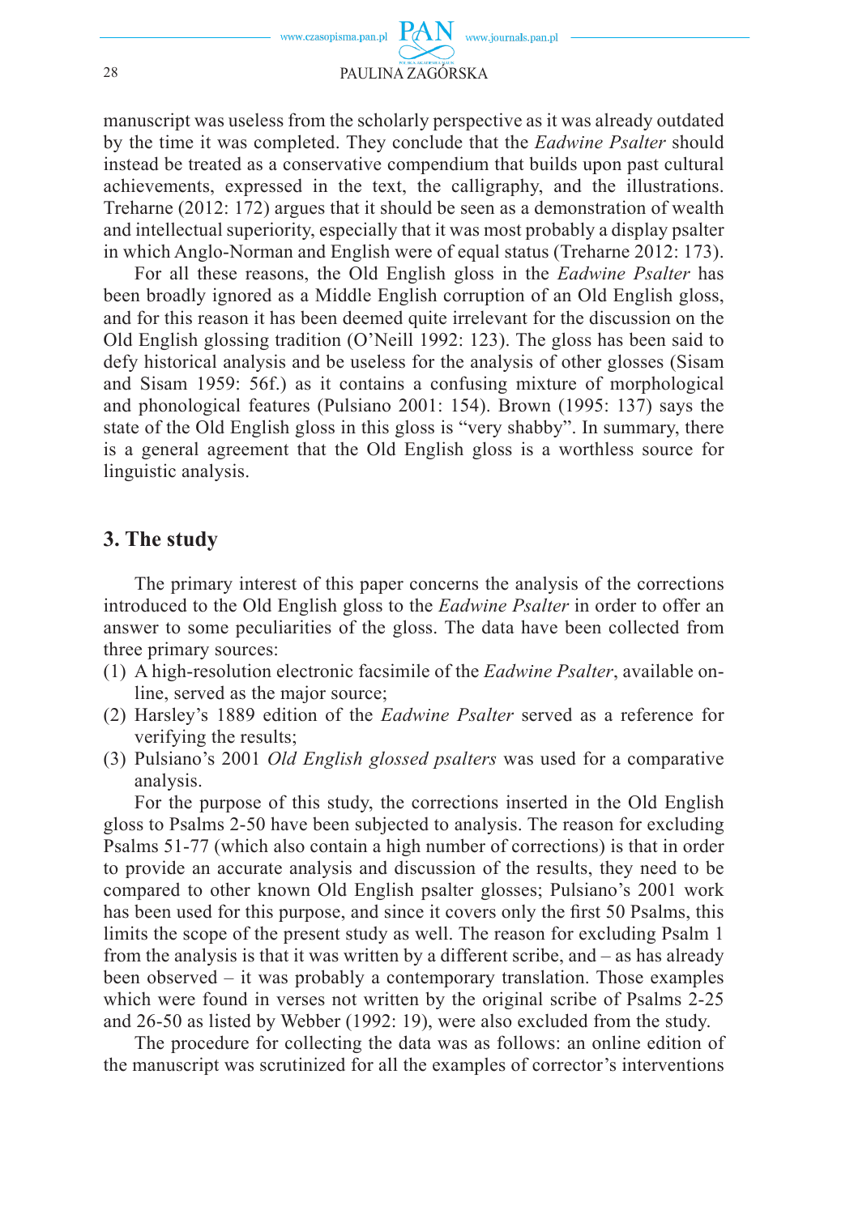manuscript was useless from the scholarly perspective as it was already outdated by the time it was completed. They conclude that the *Eadwine Psalter* should instead be treated as a conservative compendium that builds upon past cultural achievements, expressed in the text, the calligraphy, and the illustrations. Treharne (2012: 172) argues that it should be seen as a demonstration of wealth and intellectual superiority, especially that it was most probably a display psalter in which Anglo-Norman and English were of equal status (Treharne 2012: 173).

For all these reasons, the Old English gloss in the *Eadwine Psalter* has been broadly ignored as a Middle English corruption of an Old English gloss, and for this reason it has been deemed quite irrelevant for the discussion on the Old English glossing tradition (O'Neill 1992: 123). The gloss has been said to defy historical analysis and be useless for the analysis of other glosses (Sisam and Sisam 1959: 56f.) as it contains a confusing mixture of morphological and phonological features (Pulsiano 2001: 154). Brown (1995: 137) says the state of the Old English gloss in this gloss is "very shabby". In summary, there is a general agreement that the Old English gloss is a worthless source for linguistic analysis.

## 3. The study

The primary interest of this paper concerns the analysis of the corrections introduced to the Old English gloss to the *Eadwine Psalter* in order to offer an answer to some peculiarities of the gloss. The data have been collected from three primary sources:

(1) A high-resolution electronic facsimile of the *Eadwine Psalter*, available online, served as the major source;
(2) Harsley's 1889 edition of the *Eadwine Psalter* served as a reference for verifying the results;
(3) Pulsiano's 2001 *Old English glossed psalters* was used for a comparative analysis.

For the purpose of this study, the corrections inserted in the Old English gloss to Psalms 2-50 have been subjected to analysis. The reason for excluding Psalms 51-77 (which also contain a high number of corrections) is that in order to provide an accurate analysis and discussion of the results, they need to be compared to other known Old English psalter glosses; Pulsiano's 2001 work has been used for this purpose, and since it covers only the first 50 Psalms, this limits the scope of the present study as well. The reason for excluding Psalm 1 from the analysis is that it was written by a different scribe, and – as has already been observed – it was probably a contemporary translation. Those examples which were found in verses not written by the original scribe of Psalms 2-25 and 26-50 as listed by Webber (1992: 19), were also excluded from the study.

The procedure for collecting the data was as follows: an online edition of the manuscript was scrutinized for all the examples of corrector's interventions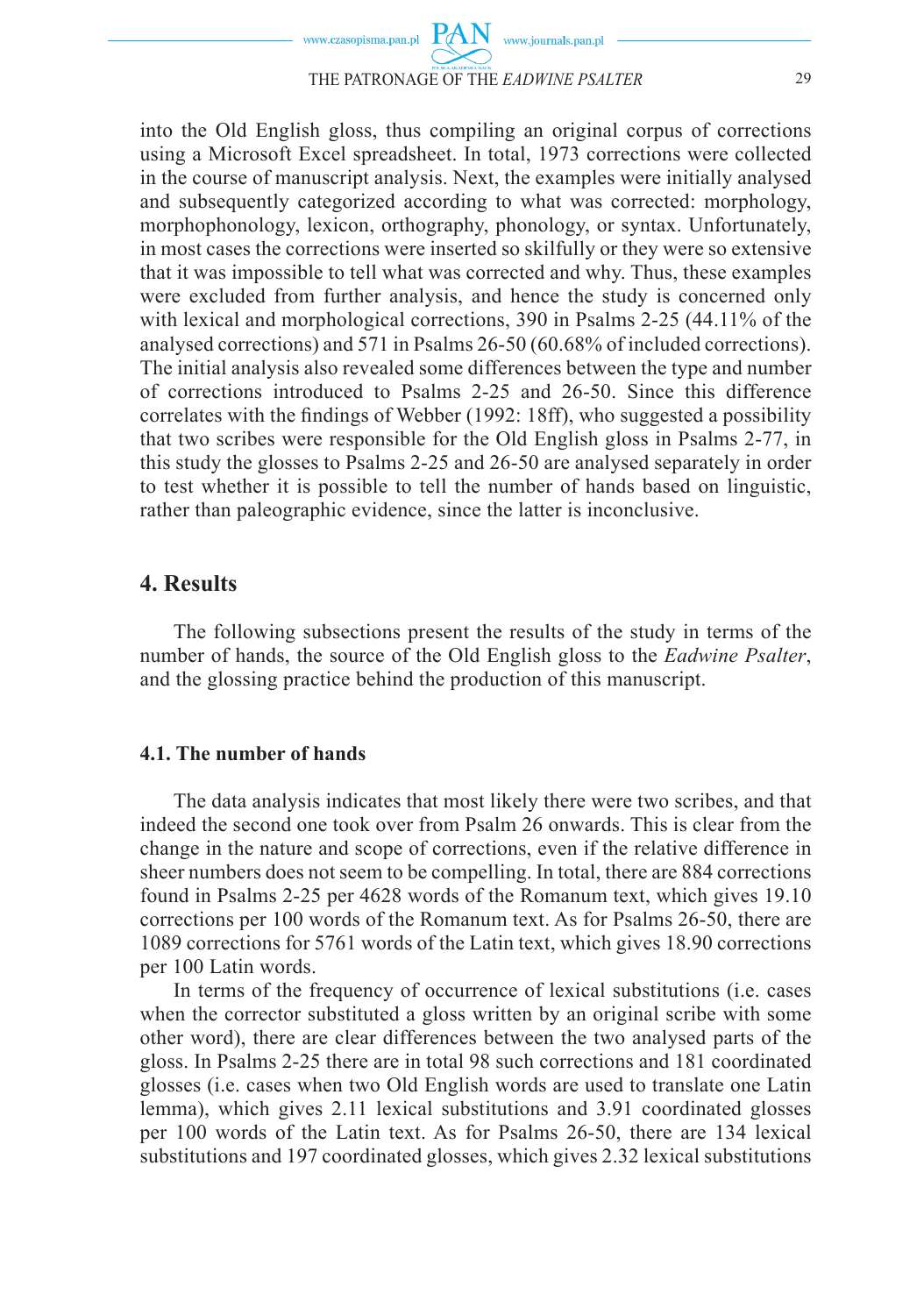into the Old English gloss, thus compiling an original corpus of corrections using a Microsoft Excel spreadsheet. In total, 1973 corrections were collected in the course of manuscript analysis. Next, the examples were initially analysed and subsequently categorized according to what was corrected: morphology, morphophonology, lexicon, orthography, phonology, or syntax. Unfortunately, in most cases the corrections were inserted so skilfully or they were so extensive that it was impossible to tell what was corrected and why. Thus, these examples were excluded from further analysis, and hence the study is concerned only with lexical and morphological corrections, 390 in Psalms 2-25 (44.11% of the analysed corrections) and 571 in Psalms 26-50 (60.68% of included corrections). The initial analysis also revealed some differences between the type and number of corrections introduced to Psalms 2-25 and 26-50. Since this difference correlates with the findings of Webber (1992: 18ff), who suggested a possibility that two scribes were responsible for the Old English gloss in Psalms 2-77, in this study the glosses to Psalms 2-25 and 26-50 are analysed separately in order to test whether it is possible to tell the number of hands based on linguistic, rather than paleographic evidence, since the latter is inconclusive.

## 4. Results

The following subsections present the results of the study in terms of the number of hands, the source of the Old English gloss to the *Eadwine Psalter*, and the glossing practice behind the production of this manuscript.

### 4.1. The number of hands

The data analysis indicates that most likely there were two scribes, and that indeed the second one took over from Psalm 26 onwards. This is clear from the change in the nature and scope of corrections, even if the relative difference in sheer numbers does not seem to be compelling. In total, there are 884 corrections found in Psalms 2-25 per 4628 words of the Romanum text, which gives 19.10 corrections per 100 words of the Romanum text. As for Psalms 26-50, there are 1089 corrections for 5761 words of the Latin text, which gives 18.90 corrections per 100 Latin words.

In terms of the frequency of occurrence of lexical substitutions (i.e. cases when the corrector substituted a gloss written by an original scribe with some other word), there are clear differences between the two analysed parts of the gloss. In Psalms 2-25 there are in total 98 such corrections and 181 coordinated glosses (i.e. cases when two Old English words are used to translate one Latin lemma), which gives 2.11 lexical substitutions and 3.91 coordinated glosses per 100 words of the Latin text. As for Psalms 26-50, there are 134 lexical substitutions and 197 coordinated glosses, which gives 2.32 lexical substitutions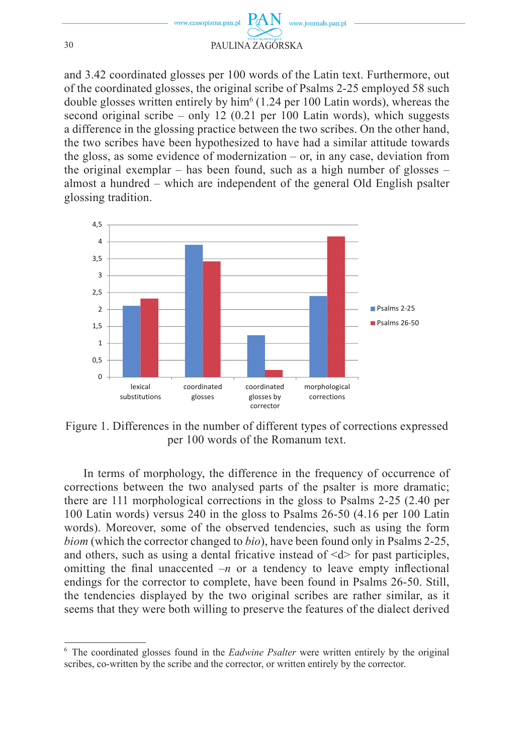and 3.42 coordinated glosses per 100 words of the Latin text. Furthermore, out of the coordinated glosses, the original scribe of Psalms 2-25 employed 58 such double glosses written entirely by him[6] (1.24 per 100 Latin words), whereas the second original scribe – only 12 (0.21 per 100 Latin words), which suggests a difference in the glossing practice between the two scribes. On the other hand, the two scribes have been hypothesized to have had a similar attitude towards the gloss, as some evidence of modernization – or, in any case, deviation from the original exemplar – has been found, such as a high number of glosses – almost a hundred – which are independent of the general Old English psalter glossing tradition.

Figure 1. Differences in the number of different types of corrections expressed per 100 words of the Romanum text.

In terms of morphology, the difference in the frequency of occurrence of corrections between the two analysed parts of the psalter is more dramatic; there are 111 morphological corrections in the gloss to Psalms 2-25 (2.40 per 100 Latin words) versus 240 in the gloss to Psalms 26-50 (4.16 per 100 Latin words). Moreover, some of the observed tendencies, such as using the form *biom* (which the corrector changed to *bio*), have been found only in Psalms 2-25, and others, such as using a dental fricative instead of <d> for past participles, omitting the final unaccented *–n* or a tendency to leave empty inflectional endings for the corrector to complete, have been found in Psalms 26-50. Still, the tendencies displayed by the two original scribes are rather similar, as it seems that they were both willing to preserve the features of the dialect derived

[6] The coordinated glosses found in the *Eadwine Psalter* were written entirely by the original scribes, co-written by the scribe and the corrector, or written entirely by the corrector.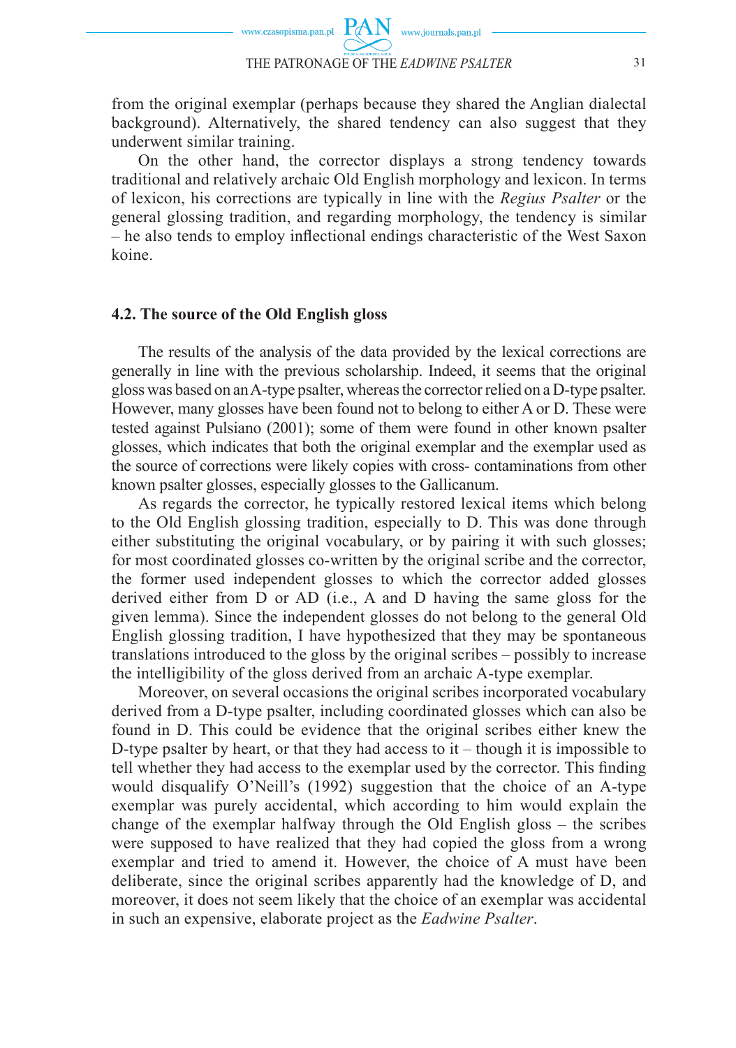from the original exemplar (perhaps because they shared the Anglian dialectal background). Alternatively, the shared tendency can also suggest that they underwent similar training.

On the other hand, the corrector displays a strong tendency towards traditional and relatively archaic Old English morphology and lexicon. In terms of lexicon, his corrections are typically in line with the *Regius Psalter* or the general glossing tradition, and regarding morphology, the tendency is similar – he also tends to employ inflectional endings characteristic of the West Saxon koine.

### 4.2. The source of the Old English gloss

The results of the analysis of the data provided by the lexical corrections are generally in line with the previous scholarship. Indeed, it seems that the original gloss was based on an A-type psalter, whereas the corrector relied on a D-type psalter. However, many glosses have been found not to belong to either A or D. These were tested against Pulsiano (2001); some of them were found in other known psalter glosses, which indicates that both the original exemplar and the exemplar used as the source of corrections were likely copies with cross- contaminations from other known psalter glosses, especially glosses to the Gallicanum.

As regards the corrector, he typically restored lexical items which belong to the Old English glossing tradition, especially to D. This was done through either substituting the original vocabulary, or by pairing it with such glosses; for most coordinated glosses co-written by the original scribe and the corrector, the former used independent glosses to which the corrector added glosses derived either from D or AD (i.e., A and D having the same gloss for the given lemma). Since the independent glosses do not belong to the general Old English glossing tradition, I have hypothesized that they may be spontaneous translations introduced to the gloss by the original scribes – possibly to increase the intelligibility of the gloss derived from an archaic A-type exemplar.

Moreover, on several occasions the original scribes incorporated vocabulary derived from a D-type psalter, including coordinated glosses which can also be found in D. This could be evidence that the original scribes either knew the D-type psalter by heart, or that they had access to it – though it is impossible to tell whether they had access to the exemplar used by the corrector. This finding would disqualify O'Neill's (1992) suggestion that the choice of an A-type exemplar was purely accidental, which according to him would explain the change of the exemplar halfway through the Old English gloss – the scribes were supposed to have realized that they had copied the gloss from a wrong exemplar and tried to amend it. However, the choice of A must have been deliberate, since the original scribes apparently had the knowledge of D, and moreover, it does not seem likely that the choice of an exemplar was accidental in such an expensive, elaborate project as the *Eadwine Psalter*.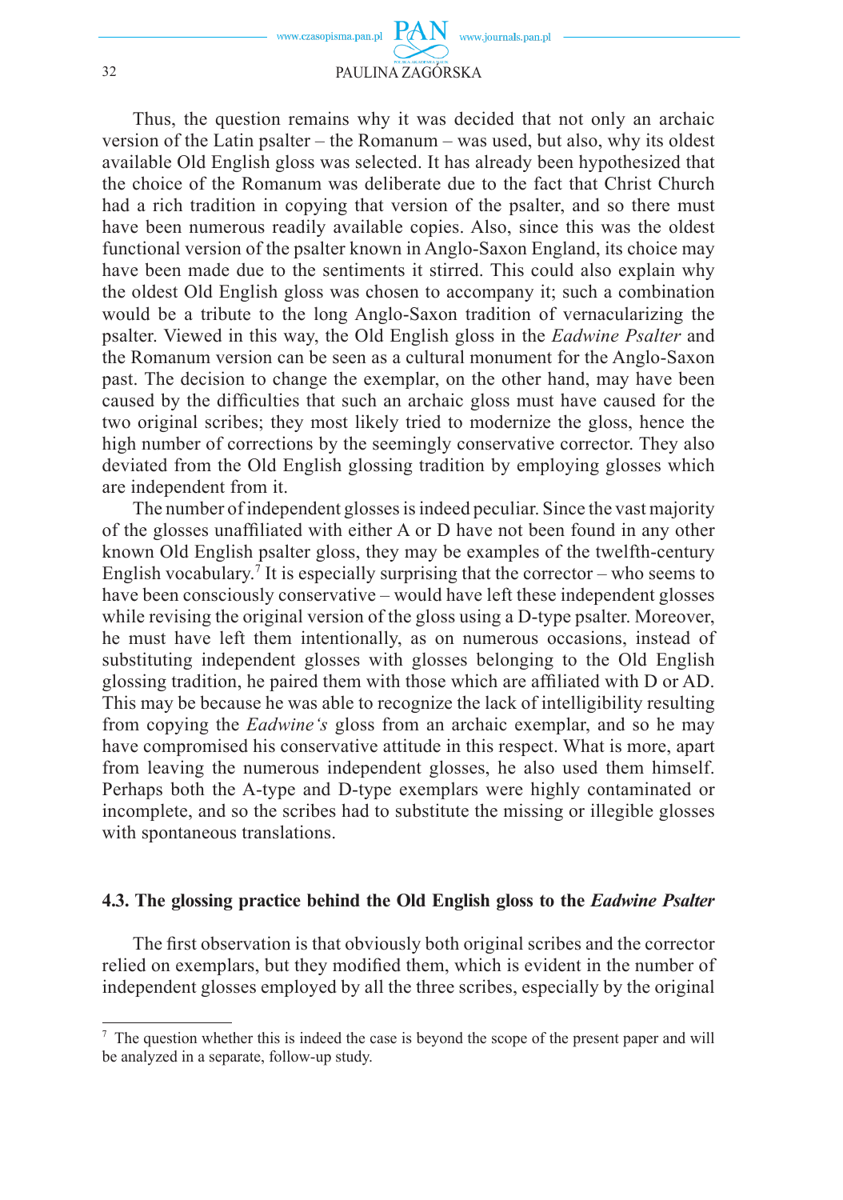Thus, the question remains why it was decided that not only an archaic version of the Latin psalter – the Romanum – was used, but also, why its oldest available Old English gloss was selected. It has already been hypothesized that the choice of the Romanum was deliberate due to the fact that Christ Church had a rich tradition in copying that version of the psalter, and so there must have been numerous readily available copies. Also, since this was the oldest functional version of the psalter known in Anglo-Saxon England, its choice may have been made due to the sentiments it stirred. This could also explain why the oldest Old English gloss was chosen to accompany it; such a combination would be a tribute to the long Anglo-Saxon tradition of vernacularizing the psalter. Viewed in this way, the Old English gloss in the *Eadwine Psalter* and the Romanum version can be seen as a cultural monument for the Anglo-Saxon past. The decision to change the exemplar, on the other hand, may have been caused by the difficulties that such an archaic gloss must have caused for the two original scribes; they most likely tried to modernize the gloss, hence the high number of corrections by the seemingly conservative corrector. They also deviated from the Old English glossing tradition by employing glosses which are independent from it.

The number of independent glosses is indeed peculiar. Since the vast majority of the glosses unaffiliated with either A or D have not been found in any other known Old English psalter gloss, they may be examples of the twelfth-century English vocabulary.[7] It is especially surprising that the corrector – who seems to have been consciously conservative – would have left these independent glosses while revising the original version of the gloss using a D-type psalter. Moreover, he must have left them intentionally, as on numerous occasions, instead of substituting independent glosses with glosses belonging to the Old English glossing tradition, he paired them with those which are affiliated with D or AD. This may be because he was able to recognize the lack of intelligibility resulting from copying the *Eadwine's* gloss from an archaic exemplar, and so he may have compromised his conservative attitude in this respect. What is more, apart from leaving the numerous independent glosses, he also used them himself. Perhaps both the A-type and D-type exemplars were highly contaminated or incomplete, and so the scribes had to substitute the missing or illegible glosses with spontaneous translations.

### 4.3. The glossing practice behind the Old English gloss to the *Eadwine Psalter*

The first observation is that obviously both original scribes and the corrector relied on exemplars, but they modified them, which is evident in the number of independent glosses employed by all the three scribes, especially by the original

---

[7] The question whether this is indeed the case is beyond the scope of the present paper and will be analyzed in a separate, follow-up study.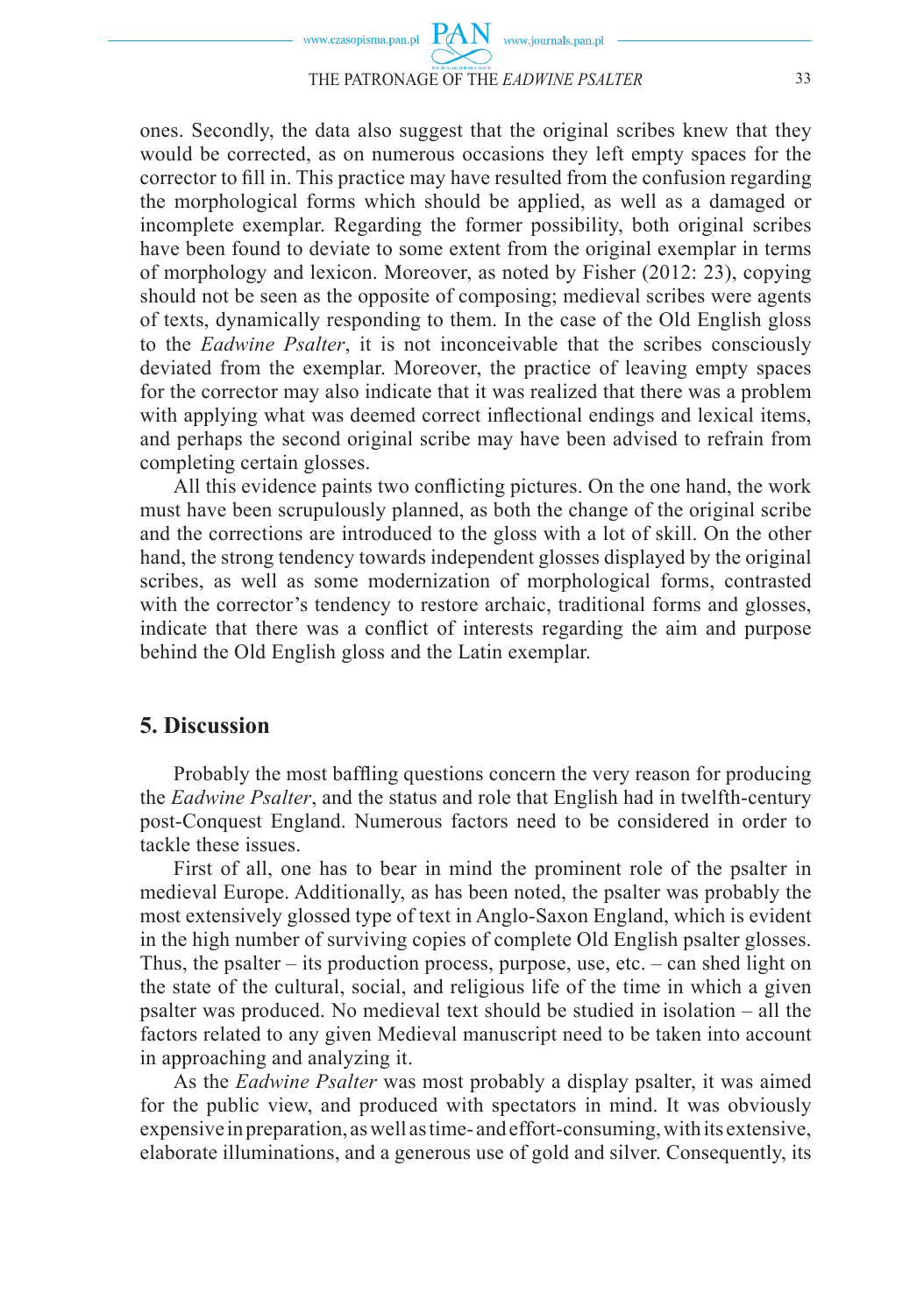ones. Secondly, the data also suggest that the original scribes knew that they would be corrected, as on numerous occasions they left empty spaces for the corrector to fill in. This practice may have resulted from the confusion regarding the morphological forms which should be applied, as well as a damaged or incomplete exemplar. Regarding the former possibility, both original scribes have been found to deviate to some extent from the original exemplar in terms of morphology and lexicon. Moreover, as noted by Fisher (2012: 23), copying should not be seen as the opposite of composing; medieval scribes were agents of texts, dynamically responding to them. In the case of the Old English gloss to the *Eadwine Psalter*, it is not inconceivable that the scribes consciously deviated from the exemplar. Moreover, the practice of leaving empty spaces for the corrector may also indicate that it was realized that there was a problem with applying what was deemed correct inflectional endings and lexical items, and perhaps the second original scribe may have been advised to refrain from completing certain glosses.

All this evidence paints two conflicting pictures. On the one hand, the work must have been scrupulously planned, as both the change of the original scribe and the corrections are introduced to the gloss with a lot of skill. On the other hand, the strong tendency towards independent glosses displayed by the original scribes, as well as some modernization of morphological forms, contrasted with the corrector's tendency to restore archaic, traditional forms and glosses, indicate that there was a conflict of interests regarding the aim and purpose behind the Old English gloss and the Latin exemplar.

## 5. Discussion

Probably the most baffling questions concern the very reason for producing the *Eadwine Psalter*, and the status and role that English had in twelfth-century post-Conquest England. Numerous factors need to be considered in order to tackle these issues.

First of all, one has to bear in mind the prominent role of the psalter in medieval Europe. Additionally, as has been noted, the psalter was probably the most extensively glossed type of text in Anglo-Saxon England, which is evident in the high number of surviving copies of complete Old English psalter glosses. Thus, the psalter – its production process, purpose, use, etc. – can shed light on the state of the cultural, social, and religious life of the time in which a given psalter was produced. No medieval text should be studied in isolation – all the factors related to any given Medieval manuscript need to be taken into account in approaching and analyzing it.

As the *Eadwine Psalter* was most probably a display psalter, it was aimed for the public view, and produced with spectators in mind. It was obviously expensive in preparation, as well as time- and effort-consuming, with its extensive, elaborate illuminations, and a generous use of gold and silver. Consequently, its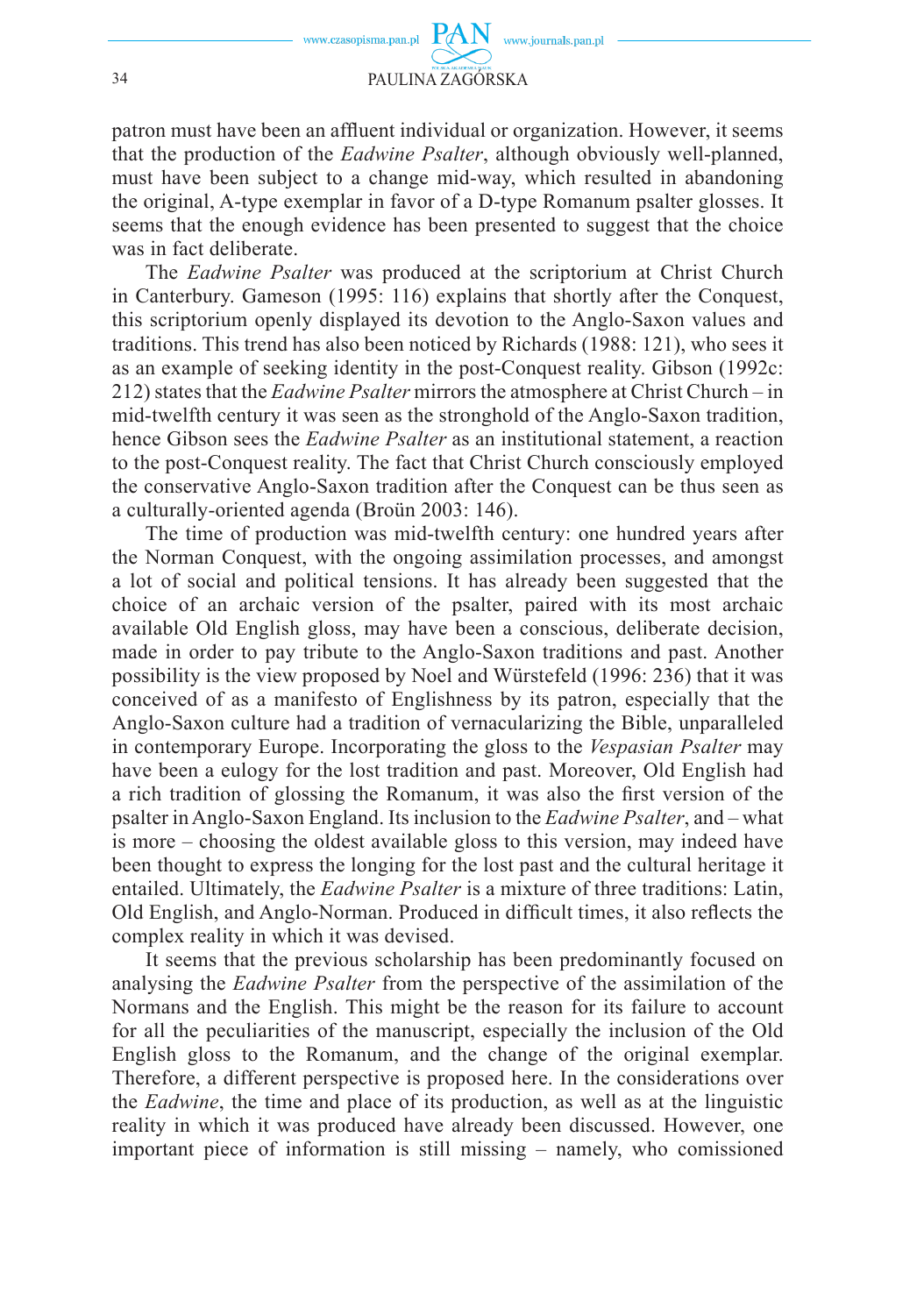patron must have been an affluent individual or organization. However, it seems that the production of the *Eadwine Psalter*, although obviously well-planned, must have been subject to a change mid-way, which resulted in abandoning the original, A-type exemplar in favor of a D-type Romanum psalter glosses. It seems that the enough evidence has been presented to suggest that the choice was in fact deliberate.

The *Eadwine Psalter* was produced at the scriptorium at Christ Church in Canterbury. Gameson (1995: 116) explains that shortly after the Conquest, this scriptorium openly displayed its devotion to the Anglo-Saxon values and traditions. This trend has also been noticed by Richards (1988: 121), who sees it as an example of seeking identity in the post-Conquest reality. Gibson (1992c: 212) states that the *Eadwine Psalter* mirrors the atmosphere at Christ Church – in mid-twelfth century it was seen as the stronghold of the Anglo-Saxon tradition, hence Gibson sees the *Eadwine Psalter* as an institutional statement, a reaction to the post-Conquest reality. The fact that Christ Church consciously employed the conservative Anglo-Saxon tradition after the Conquest can be thus seen as a culturally-oriented agenda (Broün 2003: 146).

The time of production was mid-twelfth century: one hundred years after the Norman Conquest, with the ongoing assimilation processes, and amongst a lot of social and political tensions. It has already been suggested that the choice of an archaic version of the psalter, paired with its most archaic available Old English gloss, may have been a conscious, deliberate decision, made in order to pay tribute to the Anglo-Saxon traditions and past. Another possibility is the view proposed by Noel and Würstefeld (1996: 236) that it was conceived of as a manifesto of Englishness by its patron, especially that the Anglo-Saxon culture had a tradition of vernacularizing the Bible, unparalleled in contemporary Europe. Incorporating the gloss to the *Vespasian Psalter* may have been a eulogy for the lost tradition and past. Moreover, Old English had a rich tradition of glossing the Romanum, it was also the first version of the psalter in Anglo-Saxon England. Its inclusion to the *Eadwine Psalter*, and – what is more – choosing the oldest available gloss to this version, may indeed have been thought to express the longing for the lost past and the cultural heritage it entailed. Ultimately, the *Eadwine Psalter* is a mixture of three traditions: Latin, Old English, and Anglo-Norman. Produced in difficult times, it also reflects the complex reality in which it was devised.

It seems that the previous scholarship has been predominantly focused on analysing the *Eadwine Psalter* from the perspective of the assimilation of the Normans and the English. This might be the reason for its failure to account for all the peculiarities of the manuscript, especially the inclusion of the Old English gloss to the Romanum, and the change of the original exemplar. Therefore, a different perspective is proposed here. In the considerations over the *Eadwine*, the time and place of its production, as well as at the linguistic reality in which it was produced have already been discussed. However, one important piece of information is still missing – namely, who comissioned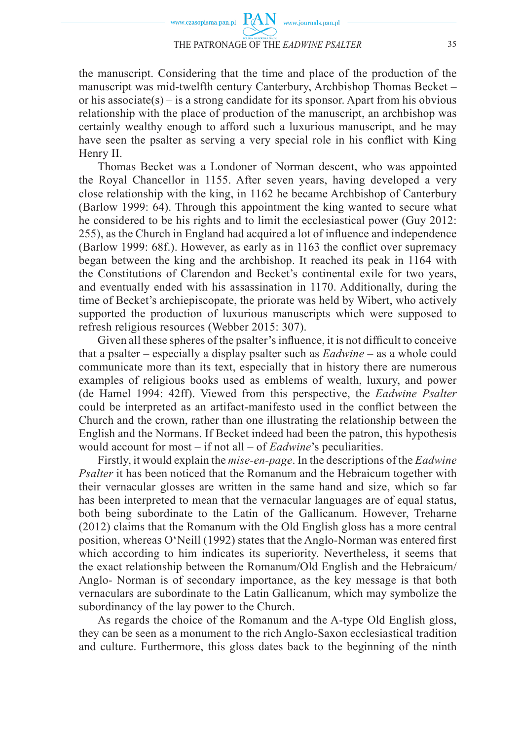the manuscript. Considering that the time and place of the production of the manuscript was mid-twelfth century Canterbury, Archbishop Thomas Becket – or his associate(s) – is a strong candidate for its sponsor. Apart from his obvious relationship with the place of production of the manuscript, an archbishop was certainly wealthy enough to afford such a luxurious manuscript, and he may have seen the psalter as serving a very special role in his conflict with King Henry II.

Thomas Becket was a Londoner of Norman descent, who was appointed the Royal Chancellor in 1155. After seven years, having developed a very close relationship with the king, in 1162 he became Archbishop of Canterbury (Barlow 1999: 64). Through this appointment the king wanted to secure what he considered to be his rights and to limit the ecclesiastical power (Guy 2012: 255), as the Church in England had acquired a lot of influence and independence (Barlow 1999: 68f.). However, as early as in 1163 the conflict over supremacy began between the king and the archbishop. It reached its peak in 1164 with the Constitutions of Clarendon and Becket's continental exile for two years, and eventually ended with his assassination in 1170. Additionally, during the time of Becket's archiepiscopate, the priorate was held by Wibert, who actively supported the production of luxurious manuscripts which were supposed to refresh religious resources (Webber 2015: 307).

Given all these spheres of the psalter's influence, it is not difficult to conceive that a psalter – especially a display psalter such as *Eadwine* – as a whole could communicate more than its text, especially that in history there are numerous examples of religious books used as emblems of wealth, luxury, and power (de Hamel 1994: 42ff). Viewed from this perspective, the *Eadwine Psalter* could be interpreted as an artifact-manifesto used in the conflict between the Church and the crown, rather than one illustrating the relationship between the English and the Normans. If Becket indeed had been the patron, this hypothesis would account for most – if not all – of *Eadwine*'s peculiarities.

Firstly, it would explain the *mise-en-page*. In the descriptions of the *Eadwine Psalter* it has been noticed that the Romanum and the Hebraicum together with their vernacular glosses are written in the same hand and size, which so far has been interpreted to mean that the vernacular languages are of equal status, both being subordinate to the Latin of the Gallicanum. However, Treharne (2012) claims that the Romanum with the Old English gloss has a more central position, whereas O'Neill (1992) states that the Anglo-Norman was entered first which according to him indicates its superiority. Nevertheless, it seems that the exact relationship between the Romanum/Old English and the Hebraicum/ Anglo- Norman is of secondary importance, as the key message is that both vernaculars are subordinate to the Latin Gallicanum, which may symbolize the subordinancy of the lay power to the Church.

As regards the choice of the Romanum and the A-type Old English gloss, they can be seen as a monument to the rich Anglo-Saxon ecclesiastical tradition and culture. Furthermore, this gloss dates back to the beginning of the ninth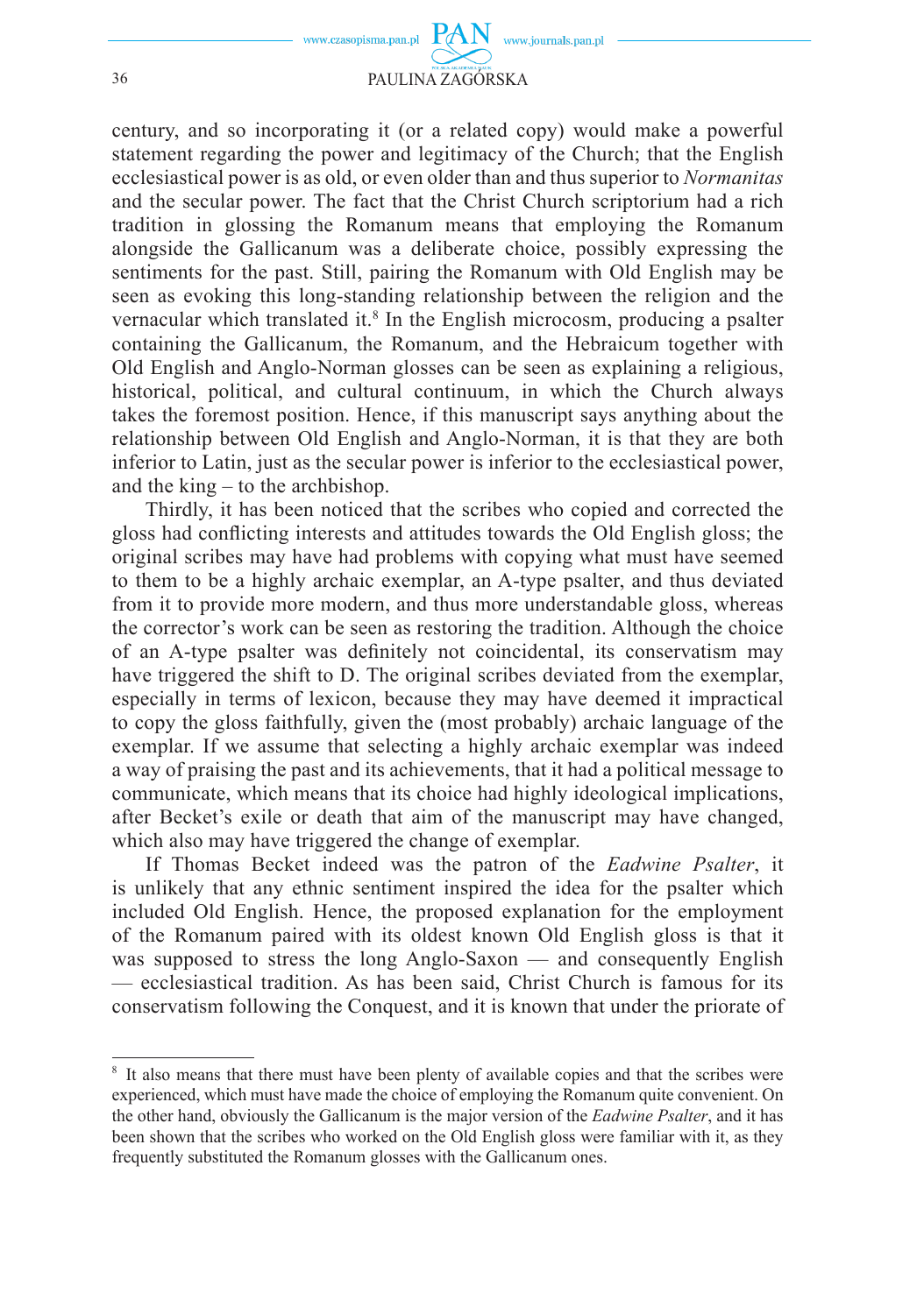century, and so incorporating it (or a related copy) would make a powerful statement regarding the power and legitimacy of the Church; that the English ecclesiastical power is as old, or even older than and thus superior to *Normanitas* and the secular power. The fact that the Christ Church scriptorium had a rich tradition in glossing the Romanum means that employing the Romanum alongside the Gallicanum was a deliberate choice, possibly expressing the sentiments for the past. Still, pairing the Romanum with Old English may be seen as evoking this long-standing relationship between the religion and the vernacular which translated it.[8] In the English microcosm, producing a psalter containing the Gallicanum, the Romanum, and the Hebraicum together with Old English and Anglo-Norman glosses can be seen as explaining a religious, historical, political, and cultural continuum, in which the Church always takes the foremost position. Hence, if this manuscript says anything about the relationship between Old English and Anglo-Norman, it is that they are both inferior to Latin, just as the secular power is inferior to the ecclesiastical power, and the king – to the archbishop.

Thirdly, it has been noticed that the scribes who copied and corrected the gloss had conflicting interests and attitudes towards the Old English gloss; the original scribes may have had problems with copying what must have seemed to them to be a highly archaic exemplar, an A-type psalter, and thus deviated from it to provide more modern, and thus more understandable gloss, whereas the corrector's work can be seen as restoring the tradition. Although the choice of an A-type psalter was definitely not coincidental, its conservatism may have triggered the shift to D. The original scribes deviated from the exemplar, especially in terms of lexicon, because they may have deemed it impractical to copy the gloss faithfully, given the (most probably) archaic language of the exemplar. If we assume that selecting a highly archaic exemplar was indeed a way of praising the past and its achievements, that it had a political message to communicate, which means that its choice had highly ideological implications, after Becket's exile or death that aim of the manuscript may have changed, which also may have triggered the change of exemplar.

If Thomas Becket indeed was the patron of the *Eadwine Psalter*, it is unlikely that any ethnic sentiment inspired the idea for the psalter which included Old English. Hence, the proposed explanation for the employment of the Romanum paired with its oldest known Old English gloss is that it was supposed to stress the long Anglo-Saxon — and consequently English — ecclesiastical tradition. As has been said, Christ Church is famous for its conservatism following the Conquest, and it is known that under the priorate of

---

[8] It also means that there must have been plenty of available copies and that the scribes were experienced, which must have made the choice of employing the Romanum quite convenient. On the other hand, obviously the Gallicanum is the major version of the *Eadwine Psalter*, and it has been shown that the scribes who worked on the Old English gloss were familiar with it, as they frequently substituted the Romanum glosses with the Gallicanum ones.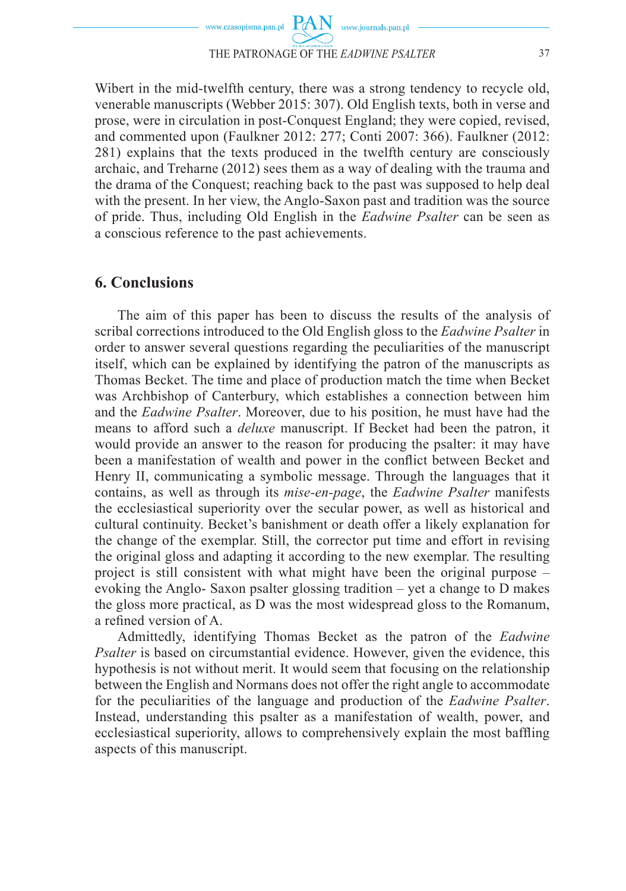Wibert in the mid-twelfth century, there was a strong tendency to recycle old, venerable manuscripts (Webber 2015: 307). Old English texts, both in verse and prose, were in circulation in post-Conquest England; they were copied, revised, and commented upon (Faulkner 2012: 277; Conti 2007: 366). Faulkner (2012: 281) explains that the texts produced in the twelfth century are consciously archaic, and Treharne (2012) sees them as a way of dealing with the trauma and the drama of the Conquest; reaching back to the past was supposed to help deal with the present. In her view, the Anglo-Saxon past and tradition was the source of pride. Thus, including Old English in the *Eadwine Psalter* can be seen as a conscious reference to the past achievements.

## 6. Conclusions

The aim of this paper has been to discuss the results of the analysis of scribal corrections introduced to the Old English gloss to the *Eadwine Psalter* in order to answer several questions regarding the peculiarities of the manuscript itself, which can be explained by identifying the patron of the manuscripts as Thomas Becket. The time and place of production match the time when Becket was Archbishop of Canterbury, which establishes a connection between him and the *Eadwine Psalter*. Moreover, due to his position, he must have had the means to afford such a *deluxe* manuscript. If Becket had been the patron, it would provide an answer to the reason for producing the psalter: it may have been a manifestation of wealth and power in the conflict between Becket and Henry II, communicating a symbolic message. Through the languages that it contains, as well as through its *mise-en-page*, the *Eadwine Psalter* manifests the ecclesiastical superiority over the secular power, as well as historical and cultural continuity. Becket's banishment or death offer a likely explanation for the change of the exemplar. Still, the corrector put time and effort in revising the original gloss and adapting it according to the new exemplar. The resulting project is still consistent with what might have been the original purpose – evoking the Anglo- Saxon psalter glossing tradition – yet a change to D makes the gloss more practical, as D was the most widespread gloss to the Romanum, a refined version of A.

Admittedly, identifying Thomas Becket as the patron of the *Eadwine Psalter* is based on circumstantial evidence. However, given the evidence, this hypothesis is not without merit. It would seem that focusing on the relationship between the English and Normans does not offer the right angle to accommodate for the peculiarities of the language and production of the *Eadwine Psalter*. Instead, understanding this psalter as a manifestation of wealth, power, and ecclesiastical superiority, allows to comprehensively explain the most baffling aspects of this manuscript.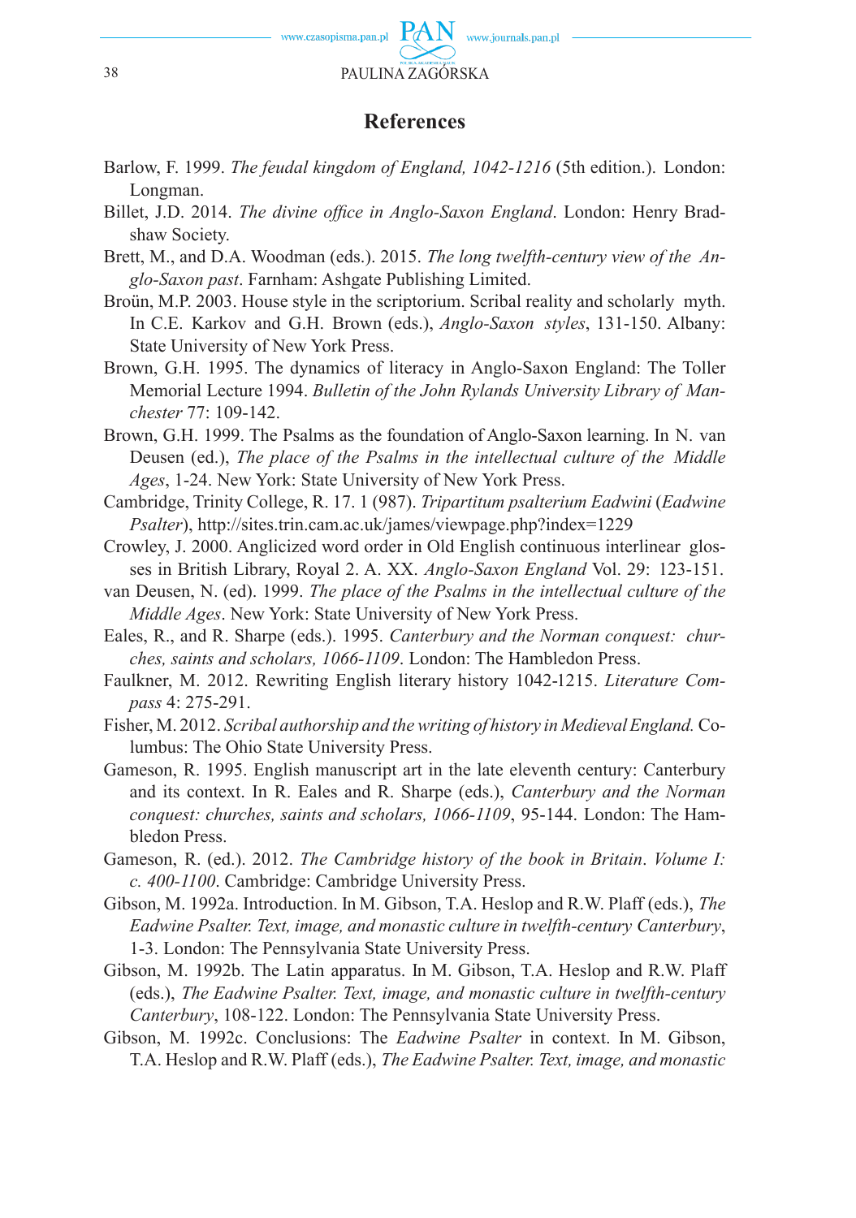## References

Barlow, F. 1999. *The feudal kingdom of England, 1042-1216* (5th edition.). London: Longman.

Billet, J.D. 2014. *The divine office in Anglo-Saxon England*. London: Henry Bradshaw Society.

Brett, M., and D.A. Woodman (eds.). 2015. *The long twelfth-century view of the Anglo-Saxon past*. Farnham: Ashgate Publishing Limited.

Broün, M.P. 2003. House style in the scriptorium. Scribal reality and scholarly myth. In C.E. Karkov and G.H. Brown (eds.), *Anglo-Saxon styles*, 131-150. Albany: State University of New York Press.

Brown, G.H. 1995. The dynamics of literacy in Anglo-Saxon England: The Toller Memorial Lecture 1994. *Bulletin of the John Rylands University Library of Manchester* 77: 109-142.

Brown, G.H. 1999. The Psalms as the foundation of Anglo-Saxon learning. In N. van Deusen (ed.), *The place of the Psalms in the intellectual culture of the Middle Ages*, 1-24. New York: State University of New York Press.

Cambridge, Trinity College, R. 17. 1 (987). *Tripartitum psalterium Eadwini* (*Eadwine Psalter*), http://sites.trin.cam.ac.uk/james/viewpage.php?index=1229

Crowley, J. 2000. Anglicized word order in Old English continuous interlinear glosses in British Library, Royal 2. A. XX. *Anglo-Saxon England* Vol. 29: 123-151.

van Deusen, N. (ed). 1999. *The place of the Psalms in the intellectual culture of the Middle Ages*. New York: State University of New York Press.

Eales, R., and R. Sharpe (eds.). 1995. *Canterbury and the Norman conquest: churches, saints and scholars, 1066-1109*. London: The Hambledon Press.

Faulkner, M. 2012. Rewriting English literary history 1042-1215. *Literature Compass* 4: 275-291.

Fisher, M. 2012. *Scribal authorship and the writing of history in Medieval England.* Columbus: The Ohio State University Press.

Gameson, R. 1995. English manuscript art in the late eleventh century: Canterbury and its context. In R. Eales and R. Sharpe (eds.), *Canterbury and the Norman conquest: churches, saints and scholars, 1066-1109*, 95-144. London: The Hambledon Press.

Gameson, R. (ed.). 2012. *The Cambridge history of the book in Britain*. *Volume I: c. 400-1100*. Cambridge: Cambridge University Press.

Gibson, M. 1992a. Introduction. In M. Gibson, T.A. Heslop and R.W. Plaff (eds.), *The Eadwine Psalter. Text, image, and monastic culture in twelfth-century Canterbury*, 1-3. London: The Pennsylvania State University Press.

Gibson, M. 1992b. The Latin apparatus. In M. Gibson, T.A. Heslop and R.W. Plaff (eds.), *The Eadwine Psalter. Text, image, and monastic culture in twelfth-century Canterbury*, 108-122. London: The Pennsylvania State University Press.

Gibson, M. 1992c. Conclusions: The *Eadwine Psalter* in context. In M. Gibson, T.A. Heslop and R.W. Plaff (eds.), *The Eadwine Psalter. Text, image, and monastic*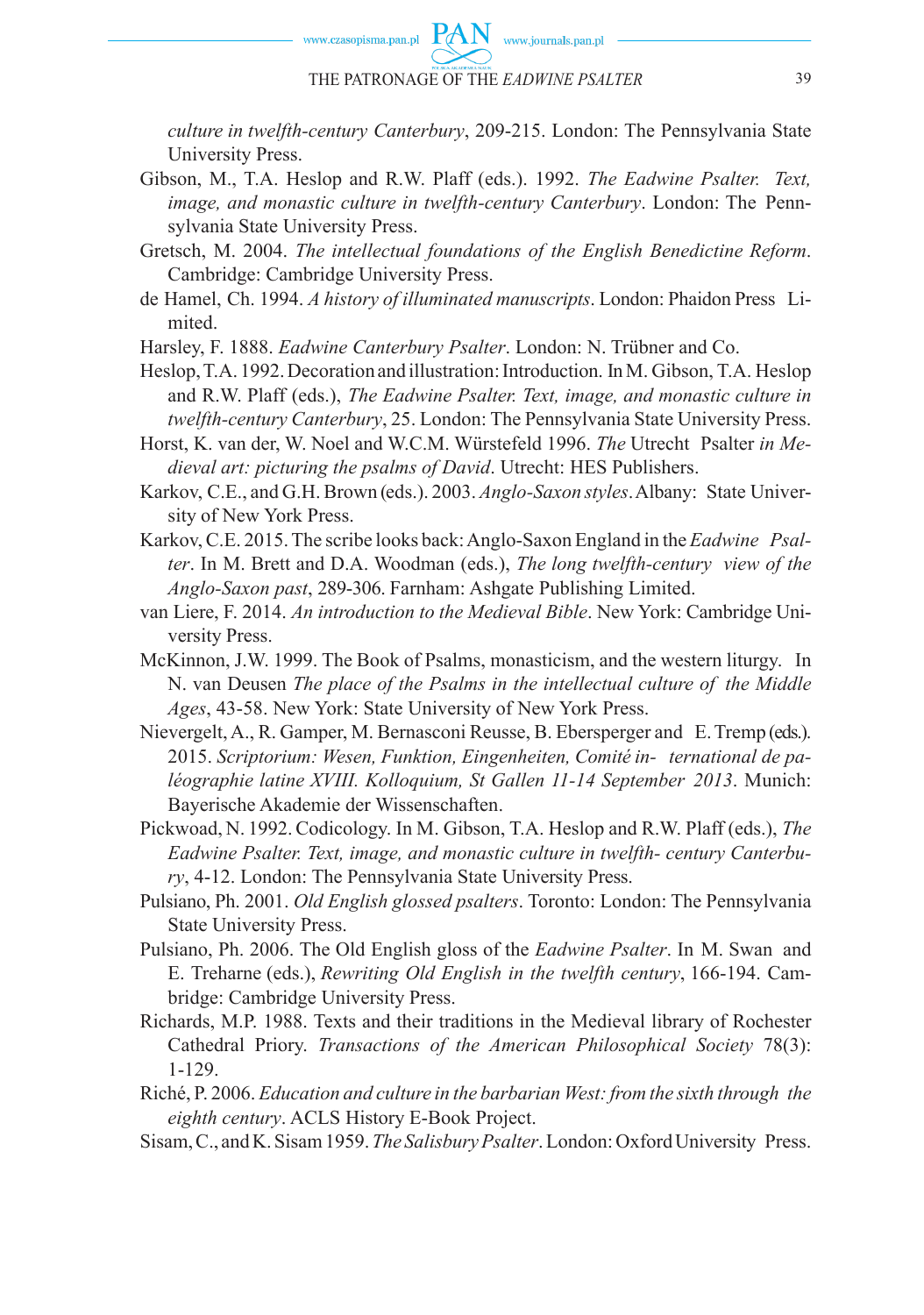*culture in twelfth-century Canterbury*, 209-215. London: The Pennsylvania State University Press.

Gibson, M., T.A. Heslop and R.W. Plaff (eds.). 1992. *The Eadwine Psalter. Text, image, and monastic culture in twelfth-century Canterbury*. London: The Pennsylvania State University Press.

Gretsch, M. 2004. *The intellectual foundations of the English Benedictine Reform*. Cambridge: Cambridge University Press.

de Hamel, Ch. 1994. *A history of illuminated manuscripts*. London: Phaidon Press Limited.

Harsley, F. 1888. *Eadwine Canterbury Psalter*. London: N. Trübner and Co.

Heslop, T.A. 1992. Decoration and illustration: Introduction. In M. Gibson, T.A. Heslop and R.W. Plaff (eds.), *The Eadwine Psalter. Text, image, and monastic culture in twelfth-century Canterbury*, 25. London: The Pennsylvania State University Press.

Horst, K. van der, W. Noel and W.C.M. Würstefeld 1996. *The* Utrecht Psalter *in Medieval art: picturing the psalms of David*. Utrecht: HES Publishers.

Karkov, C.E., and G.H. Brown (eds.). 2003. *Anglo-Saxon styles*. Albany: State University of New York Press.

Karkov, C.E. 2015. The scribe looks back: Anglo-Saxon England in the *Eadwine Psalter*. In M. Brett and D.A. Woodman (eds.), *The long twelfth-century view of the Anglo-Saxon past*, 289-306. Farnham: Ashgate Publishing Limited.

van Liere, F. 2014. *An introduction to the Medieval Bible*. New York: Cambridge University Press.

McKinnon, J.W. 1999. The Book of Psalms, monasticism, and the western liturgy. In N. van Deusen *The place of the Psalms in the intellectual culture of the Middle Ages*, 43-58. New York: State University of New York Press.

Nievergelt, A., R. Gamper, M. Bernasconi Reusse, B. Ebersperger and E. Tremp (eds.). 2015. *Scriptorium: Wesen, Funktion, Eingenheiten, Comité international de paléographie latine XVIII. Kolloquium, St Gallen 11-14 September 2013*. Munich: Bayerische Akademie der Wissenschaften.

Pickwoad, N. 1992. Codicology. In M. Gibson, T.A. Heslop and R.W. Plaff (eds.), *The Eadwine Psalter. Text, image, and monastic culture in twelfth- century Canterbury*, 4-12. London: The Pennsylvania State University Press.

Pulsiano, Ph. 2001. *Old English glossed psalters*. Toronto: London: The Pennsylvania State University Press.

Pulsiano, Ph. 2006. The Old English gloss of the *Eadwine Psalter*. In M. Swan and E. Treharne (eds.), *Rewriting Old English in the twelfth century*, 166-194. Cambridge: Cambridge University Press.

Richards, M.P. 1988. Texts and their traditions in the Medieval library of Rochester Cathedral Priory. *Transactions of the American Philosophical Society* 78(3): 1-129.

Riché, P. 2006. *Education and culture in the barbarian West: from the sixth through the eighth century*. ACLS History E-Book Project.

Sisam, C., and K. Sisam 1959. *The Salisbury Psalter*. London: Oxford University Press.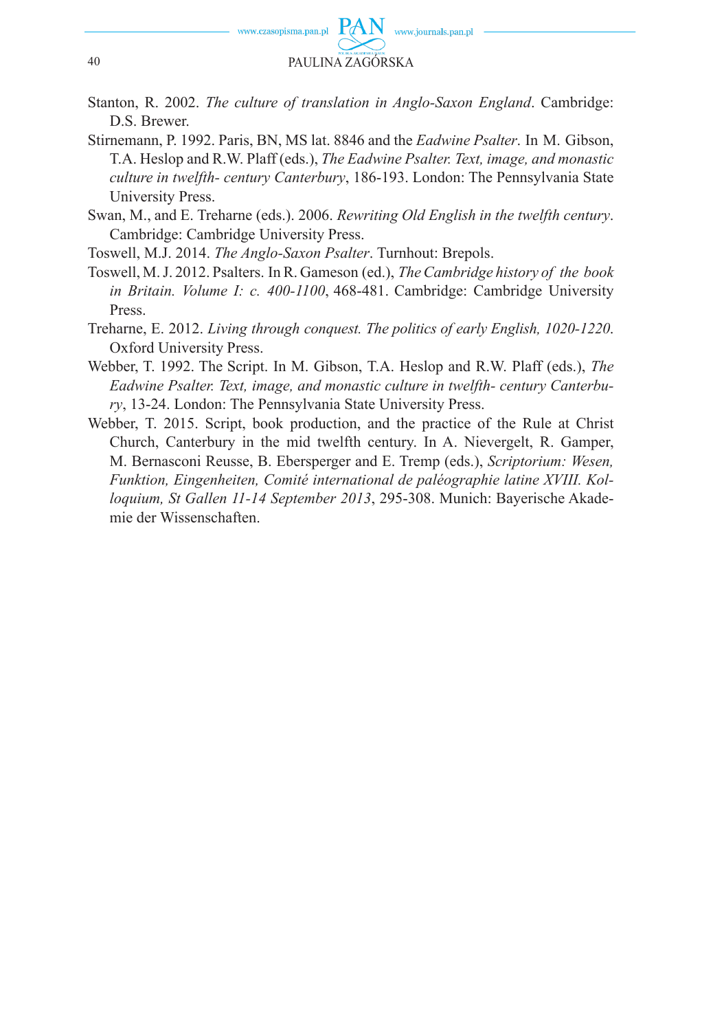Stanton, R. 2002. *The culture of translation in Anglo-Saxon England*. Cambridge: D.S. Brewer.

Stirnemann, P. 1992. Paris, BN, MS lat. 8846 and the *Eadwine Psalter*. In M. Gibson, T.A. Heslop and R.W. Plaff (eds.), *The Eadwine Psalter. Text, image, and monastic culture in twelfth- century Canterbury*, 186-193. London: The Pennsylvania State University Press.

Swan, M., and E. Treharne (eds.). 2006. *Rewriting Old English in the twelfth century*. Cambridge: Cambridge University Press.

Toswell, M.J. 2014. *The Anglo-Saxon Psalter*. Turnhout: Brepols.

Toswell, M. J. 2012. Psalters. In R. Gameson (ed.), *The Cambridge history of the book in Britain. Volume I: c. 400-1100*, 468-481. Cambridge: Cambridge University Press.

Treharne, E. 2012. *Living through conquest. The politics of early English, 1020-1220*. Oxford University Press.

Webber, T. 1992. The Script. In M. Gibson, T.A. Heslop and R.W. Plaff (eds.), *The Eadwine Psalter. Text, image, and monastic culture in twelfth- century Canterbury*, 13-24. London: The Pennsylvania State University Press.

Webber, T. 2015. Script, book production, and the practice of the Rule at Christ Church, Canterbury in the mid twelfth century. In A. Nievergelt, R. Gamper, M. Bernasconi Reusse, B. Ebersperger and E. Tremp (eds.), *Scriptorium: Wesen, Funktion, Eingenheiten, Comité international de paléographie latine XVIII. Kolloquium, St Gallen 11-14 September 2013*, 295-308. Munich: Bayerische Akademie der Wissenschaften.